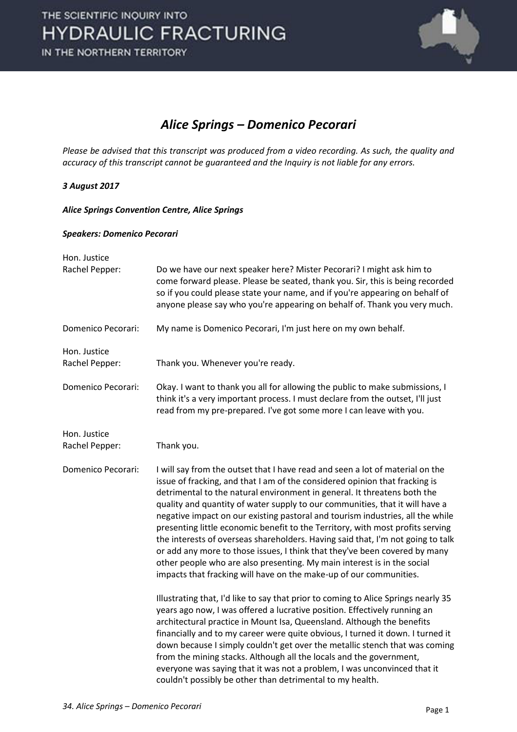# *Alice Springs – Domenico Pecorari*

*Please be advised that this transcript was produced from a video recording. As such, the quality and accuracy of this transcript cannot be guaranteed and the Inquiry is not liable for any errors.*

***3 August 2017***

***Alice Springs Convention Centre, Alice Springs***

***Speakers: Domenico Pecorari***

Hon. Justice Rachel Pepper: Do we have our next speaker here? Mister Pecorari? I might ask him to come forward please. Please be seated, thank you. Sir, this is being recorded so if you could please state your name, and if you're appearing on behalf of anyone please say who you're appearing on behalf of. Thank you very much.

Domenico Pecorari: My name is Domenico Pecorari, I'm just here on my own behalf.

Hon. Justice Rachel Pepper: Thank you. Whenever you're ready.

Domenico Pecorari: Okay. I want to thank you all for allowing the public to make submissions, I think it's a very important process. I must declare from the outset, I'll just read from my pre-prepared. I've got some more I can leave with you.

Hon. Justice Rachel Pepper: Thank you.

Domenico Pecorari: I will say from the outset that I have read and seen a lot of material on the issue of fracking, and that I am of the considered opinion that fracking is detrimental to the natural environment in general. It threatens both the quality and quantity of water supply to our communities, that it will have a negative impact on our existing pastoral and tourism industries, all the while presenting little economic benefit to the Territory, with most profits serving the interests of overseas shareholders. Having said that, I'm not going to talk or add any more to those issues, I think that they've been covered by many other people who are also presenting. My main interest is in the social impacts that fracking will have on the make-up of our communities.

Illustrating that, I'd like to say that prior to coming to Alice Springs nearly 35 years ago now, I was offered a lucrative position. Effectively running an architectural practice in Mount Isa, Queensland. Although the benefits financially and to my career were quite obvious, I turned it down. I turned it down because I simply couldn't get over the metallic stench that was coming from the mining stacks. Although all the locals and the government, everyone was saying that it was not a problem, I was unconvinced that it couldn't possibly be other than detrimental to my health.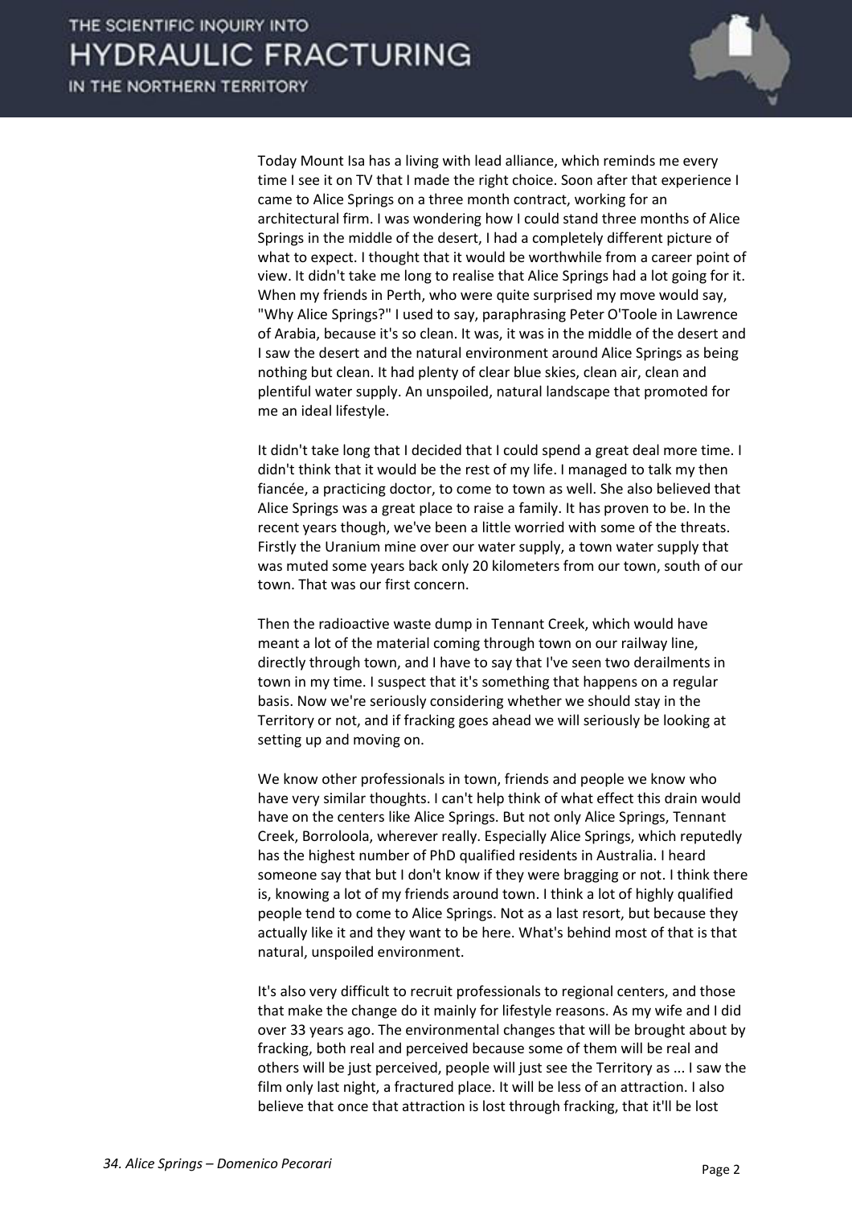Today Mount Isa has a living with lead alliance, which reminds me every time I see it on TV that I made the right choice. Soon after that experience I came to Alice Springs on a three month contract, working for an architectural firm. I was wondering how I could stand three months of Alice Springs in the middle of the desert, I had a completely different picture of what to expect. I thought that it would be worthwhile from a career point of view. It didn't take me long to realise that Alice Springs had a lot going for it. When my friends in Perth, who were quite surprised my move would say, "Why Alice Springs?" I used to say, paraphrasing Peter O'Toole in Lawrence of Arabia, because it's so clean. It was, it was in the middle of the desert and I saw the desert and the natural environment around Alice Springs as being nothing but clean. It had plenty of clear blue skies, clean air, clean and plentiful water supply. An unspoiled, natural landscape that promoted for me an ideal lifestyle.

It didn't take long that I decided that I could spend a great deal more time. I didn't think that it would be the rest of my life. I managed to talk my then fiancée, a practicing doctor, to come to town as well. She also believed that Alice Springs was a great place to raise a family. It has proven to be. In the recent years though, we've been a little worried with some of the threats. Firstly the Uranium mine over our water supply, a town water supply that was muted some years back only 20 kilometers from our town, south of our town. That was our first concern.

Then the radioactive waste dump in Tennant Creek, which would have meant a lot of the material coming through town on our railway line, directly through town, and I have to say that I've seen two derailments in town in my time. I suspect that it's something that happens on a regular basis. Now we're seriously considering whether we should stay in the Territory or not, and if fracking goes ahead we will seriously be looking at setting up and moving on.

We know other professionals in town, friends and people we know who have very similar thoughts. I can't help think of what effect this drain would have on the centers like Alice Springs. But not only Alice Springs, Tennant Creek, Borroloola, wherever really. Especially Alice Springs, which reputedly has the highest number of PhD qualified residents in Australia. I heard someone say that but I don't know if they were bragging or not. I think there is, knowing a lot of my friends around town. I think a lot of highly qualified people tend to come to Alice Springs. Not as a last resort, but because they actually like it and they want to be here. What's behind most of that is that natural, unspoiled environment.

It's also very difficult to recruit professionals to regional centers, and those that make the change do it mainly for lifestyle reasons. As my wife and I did over 33 years ago. The environmental changes that will be brought about by fracking, both real and perceived because some of them will be real and others will be just perceived, people will just see the Territory as ... I saw the film only last night, a fractured place. It will be less of an attraction. I also believe that once that attraction is lost through fracking, that it'll be lost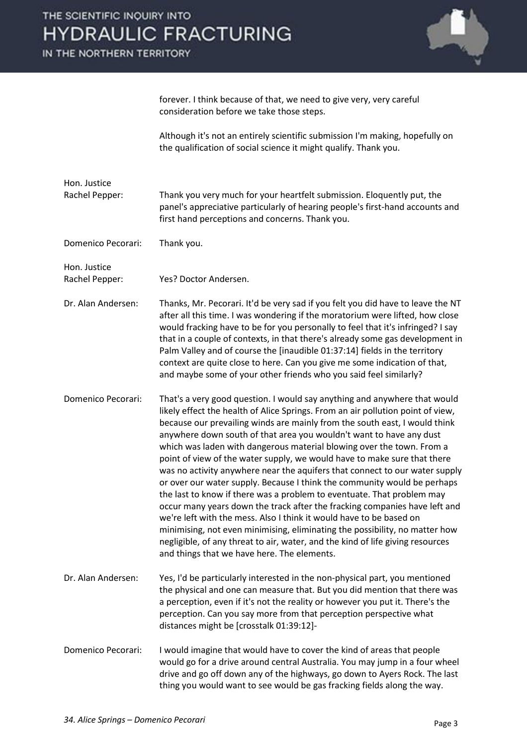forever. I think because of that, we need to give very, very careful consideration before we take those steps.

Although it's not an entirely scientific submission I'm making, hopefully on the qualification of social science it might qualify. Thank you.

**Hon. Justice Rachel Pepper:** Thank you very much for your heartfelt submission. Eloquently put, the panel's appreciative particularly of hearing people's first-hand accounts and first hand perceptions and concerns. Thank you.

**Domenico Pecorari:** Thank you.

**Hon. Justice Rachel Pepper:** Yes? Doctor Andersen.

**Dr. Alan Andersen:** Thanks, Mr. Pecorari. It'd be very sad if you felt you did have to leave the NT after all this time. I was wondering if the moratorium were lifted, how close would fracking have to be for you personally to feel that it's infringed? I say that in a couple of contexts, in that there's already some gas development in Palm Valley and of course the [inaudible 01:37:14] fields in the territory context are quite close to here. Can you give me some indication of that, and maybe some of your other friends who you said feel similarly?

**Domenico Pecorari:** That's a very good question. I would say anything and anywhere that would likely effect the health of Alice Springs. From an air pollution point of view, because our prevailing winds are mainly from the south east, I would think anywhere down south of that area you wouldn't want to have any dust which was laden with dangerous material blowing over the town. From a point of view of the water supply, we would have to make sure that there was no activity anywhere near the aquifers that connect to our water supply or over our water supply. Because I think the community would be perhaps the last to know if there was a problem to eventuate. That problem may occur many years down the track after the fracking companies have left and we're left with the mess. Also I think it would have to be based on minimising, not even minimising, eliminating the possibility, no matter how negligible, of any threat to air, water, and the kind of life giving resources and things that we have here. The elements.

**Dr. Alan Andersen:** Yes, I'd be particularly interested in the non-physical part, you mentioned the physical and one can measure that. But you did mention that there was a perception, even if it's not the reality or however you put it. There's the perception. Can you say more from that perception perspective what distances might be [crosstalk 01:39:12]-

**Domenico Pecorari:** I would imagine that would have to cover the kind of areas that people would go for a drive around central Australia. You may jump in a four wheel drive and go off down any of the highways, go down to Ayers Rock. The last thing you would want to see would be gas fracking fields along the way.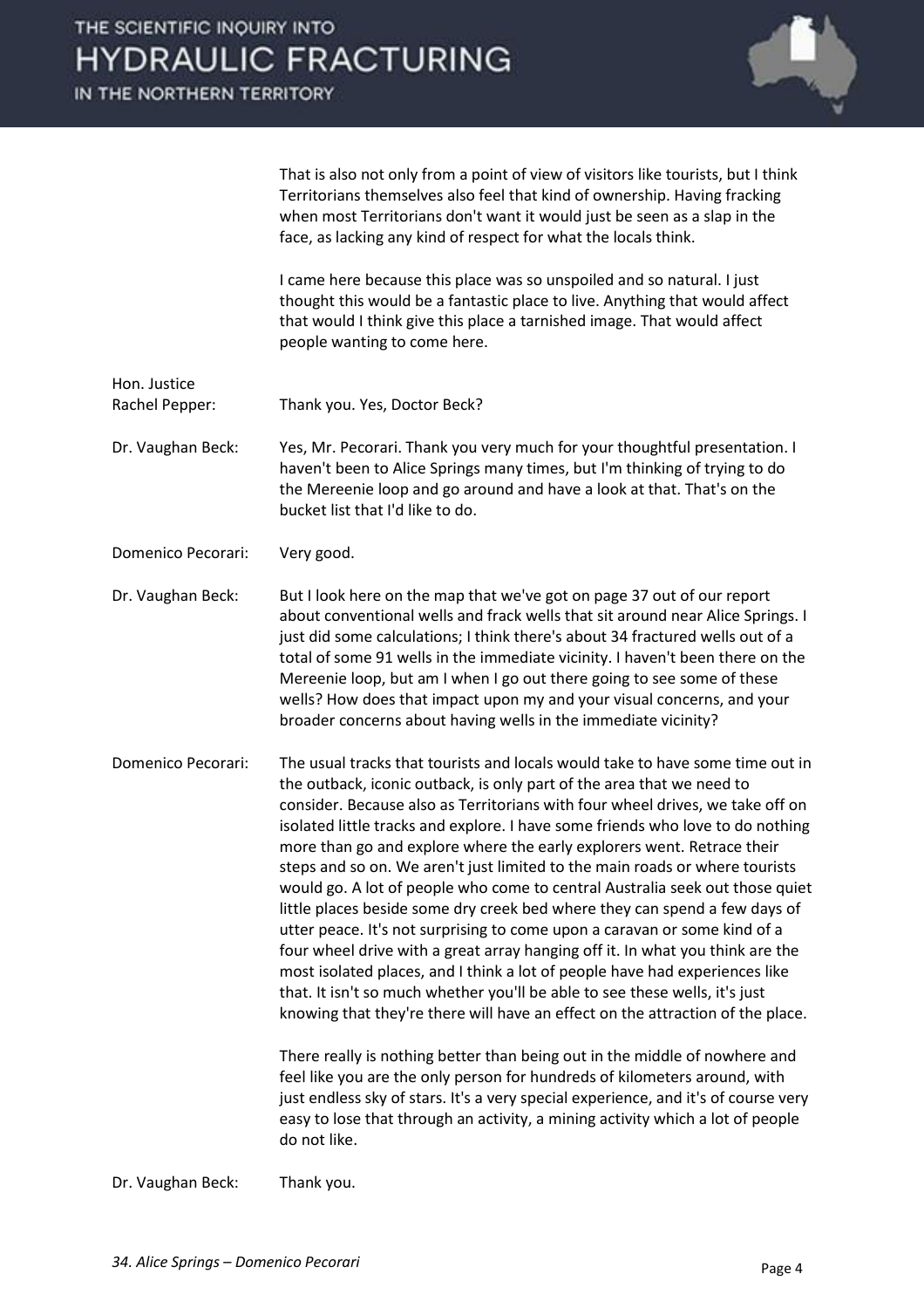That is also not only from a point of view of visitors like tourists, but I think Territorians themselves also feel that kind of ownership. Having fracking when most Territorians don't want it would just be seen as a slap in the face, as lacking any kind of respect for what the locals think.

I came here because this place was so unspoiled and so natural. I just thought this would be a fantastic place to live. Anything that would affect that would I think give this place a tarnished image. That would affect people wanting to come here.

**Hon. Justice Rachel Pepper:** Thank you. Yes, Doctor Beck?

**Dr. Vaughan Beck:** Yes, Mr. Pecorari. Thank you very much for your thoughtful presentation. I haven't been to Alice Springs many times, but I'm thinking of trying to do the Mereenie loop and go around and have a look at that. That's on the bucket list that I'd like to do.

**Domenico Pecorari:** Very good.

**Dr. Vaughan Beck:** But I look here on the map that we've got on page 37 out of our report about conventional wells and frack wells that sit around near Alice Springs. I just did some calculations; I think there's about 34 fractured wells out of a total of some 91 wells in the immediate vicinity. I haven't been there on the Mereenie loop, but am I when I go out there going to see some of these wells? How does that impact upon my and your visual concerns, and your broader concerns about having wells in the immediate vicinity?

**Domenico Pecorari:** The usual tracks that tourists and locals would take to have some time out in the outback, iconic outback, is only part of the area that we need to consider. Because also as Territorians with four wheel drives, we take off on isolated little tracks and explore. I have some friends who love to do nothing more than go and explore where the early explorers went. Retrace their steps and so on. We aren't just limited to the main roads or where tourists would go. A lot of people who come to central Australia seek out those quiet little places beside some dry creek bed where they can spend a few days of utter peace. It's not surprising to come upon a caravan or some kind of a four wheel drive with a great array hanging off it. In what you think are the most isolated places, and I think a lot of people have had experiences like that. It isn't so much whether you'll be able to see these wells, it's just knowing that they're there will have an effect on the attraction of the place.

There really is nothing better than being out in the middle of nowhere and feel like you are the only person for hundreds of kilometers around, with just endless sky of stars. It's a very special experience, and it's of course very easy to lose that through an activity, a mining activity which a lot of people do not like.

**Dr. Vaughan Beck:** Thank you.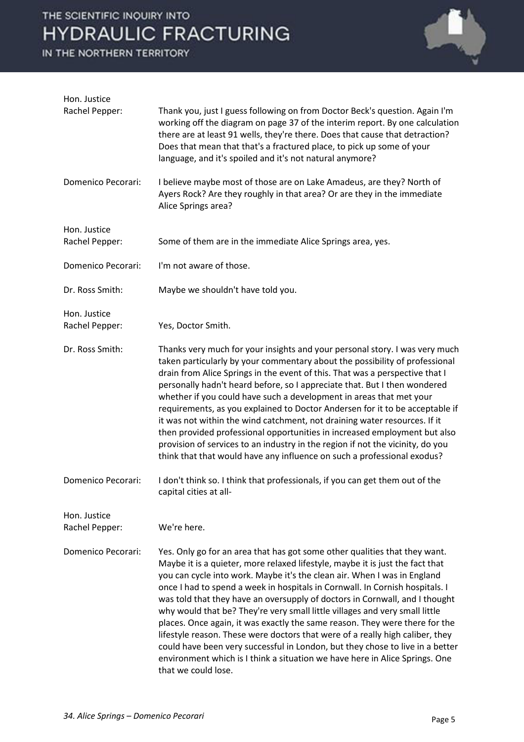**Hon. Justice Rachel Pepper:** Thank you, just I guess following on from Doctor Beck's question. Again I'm working off the diagram on page 37 of the interim report. By one calculation there are at least 91 wells, they're there. Does that cause that detraction? Does that mean that that's a fractured place, to pick up some of your language, and it's spoiled and it's not natural anymore?

**Domenico Pecorari:** I believe maybe most of those are on Lake Amadeus, are they? North of Ayers Rock? Are they roughly in that area? Or are they in the immediate Alice Springs area?

**Hon. Justice Rachel Pepper:** Some of them are in the immediate Alice Springs area, yes.

**Domenico Pecorari:** I'm not aware of those.

**Dr. Ross Smith:** Maybe we shouldn't have told you.

**Hon. Justice Rachel Pepper:** Yes, Doctor Smith.

**Dr. Ross Smith:** Thanks very much for your insights and your personal story. I was very much taken particularly by your commentary about the possibility of professional drain from Alice Springs in the event of this. That was a perspective that I personally hadn't heard before, so I appreciate that. But I then wondered whether if you could have such a development in areas that met your requirements, as you explained to Doctor Andersen for it to be acceptable if it was not within the wind catchment, not draining water resources. If it then provided professional opportunities in increased employment but also provision of services to an industry in the region if not the vicinity, do you think that that would have any influence on such a professional exodus?

**Domenico Pecorari:** I don't think so. I think that professionals, if you can get them out of the capital cities at all-

**Hon. Justice Rachel Pepper:** We're here.

**Domenico Pecorari:** Yes. Only go for an area that has got some other qualities that they want. Maybe it is a quieter, more relaxed lifestyle, maybe it is just the fact that you can cycle into work. Maybe it's the clean air. When I was in England once I had to spend a week in hospitals in Cornwall. In Cornish hospitals. I was told that they have an oversupply of doctors in Cornwall, and I thought why would that be? They're very small little villages and very small little places. Once again, it was exactly the same reason. They were there for the lifestyle reason. These were doctors that were of a really high caliber, they could have been very successful in London, but they chose to live in a better environment which is I think a situation we have here in Alice Springs. One that we could lose.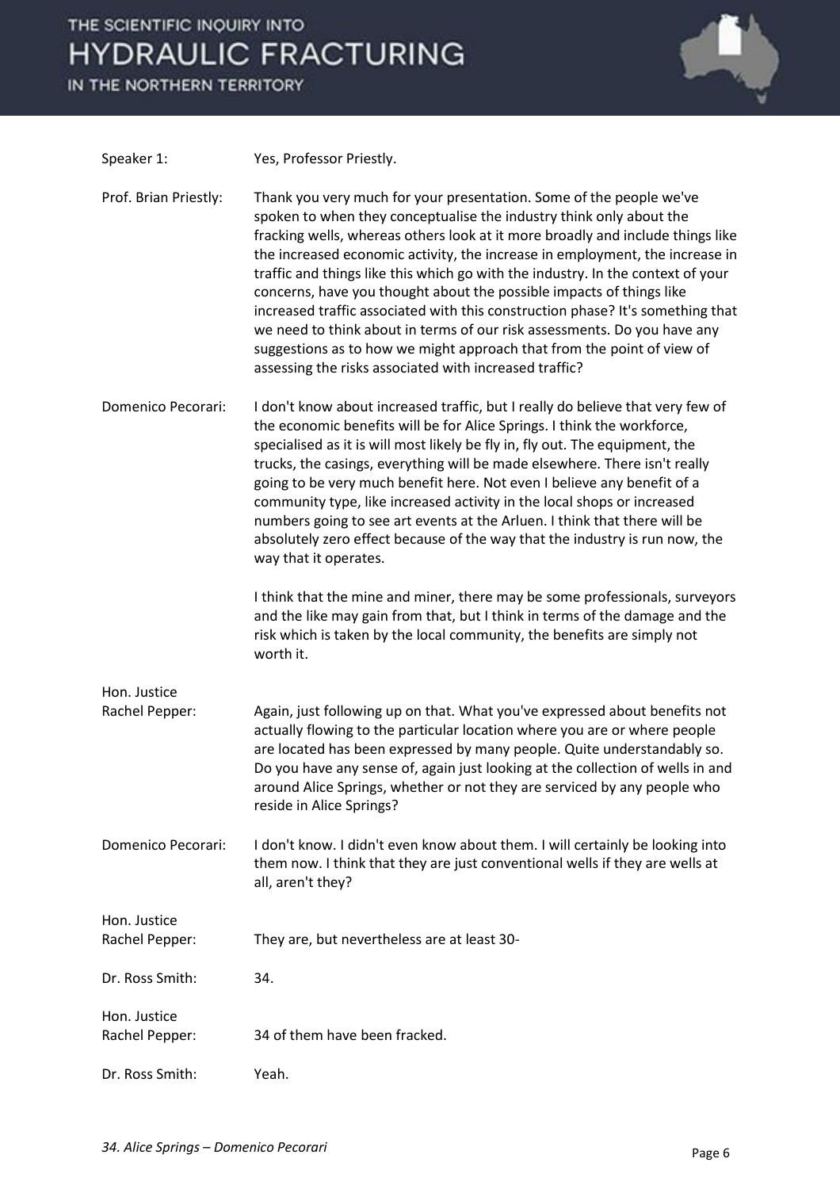Speaker 1: Yes, Professor Priestly.

Prof. Brian Priestly: Thank you very much for your presentation. Some of the people we've spoken to when they conceptualise the industry think only about the fracking wells, whereas others look at it more broadly and include things like the increased economic activity, the increase in employment, the increase in traffic and things like this which go with the industry. In the context of your concerns, have you thought about the possible impacts of things like increased traffic associated with this construction phase? It's something that we need to think about in terms of our risk assessments. Do you have any suggestions as to how we might approach that from the point of view of assessing the risks associated with increased traffic?

Domenico Pecorari: I don't know about increased traffic, but I really do believe that very few of the economic benefits will be for Alice Springs. I think the workforce, specialised as it is will most likely be fly in, fly out. The equipment, the trucks, the casings, everything will be made elsewhere. There isn't really going to be very much benefit here. Not even I believe any benefit of a community type, like increased activity in the local shops or increased numbers going to see art events at the Arluen. I think that there will be absolutely zero effect because of the way that the industry is run now, the way that it operates.

I think that the mine and miner, there may be some professionals, surveyors and the like may gain from that, but I think in terms of the damage and the risk which is taken by the local community, the benefits are simply not worth it.

Hon. Justice Rachel Pepper: Again, just following up on that. What you've expressed about benefits not actually flowing to the particular location where you are or where people are located has been expressed by many people. Quite understandably so. Do you have any sense of, again just looking at the collection of wells in and around Alice Springs, whether or not they are serviced by any people who reside in Alice Springs?

Domenico Pecorari: I don't know. I didn't even know about them. I will certainly be looking into them now. I think that they are just conventional wells if they are wells at all, aren't they?

Hon. Justice Rachel Pepper: They are, but nevertheless are at least 30-

Dr. Ross Smith: 34.

Hon. Justice Rachel Pepper: 34 of them have been fracked.

Dr. Ross Smith: Yeah.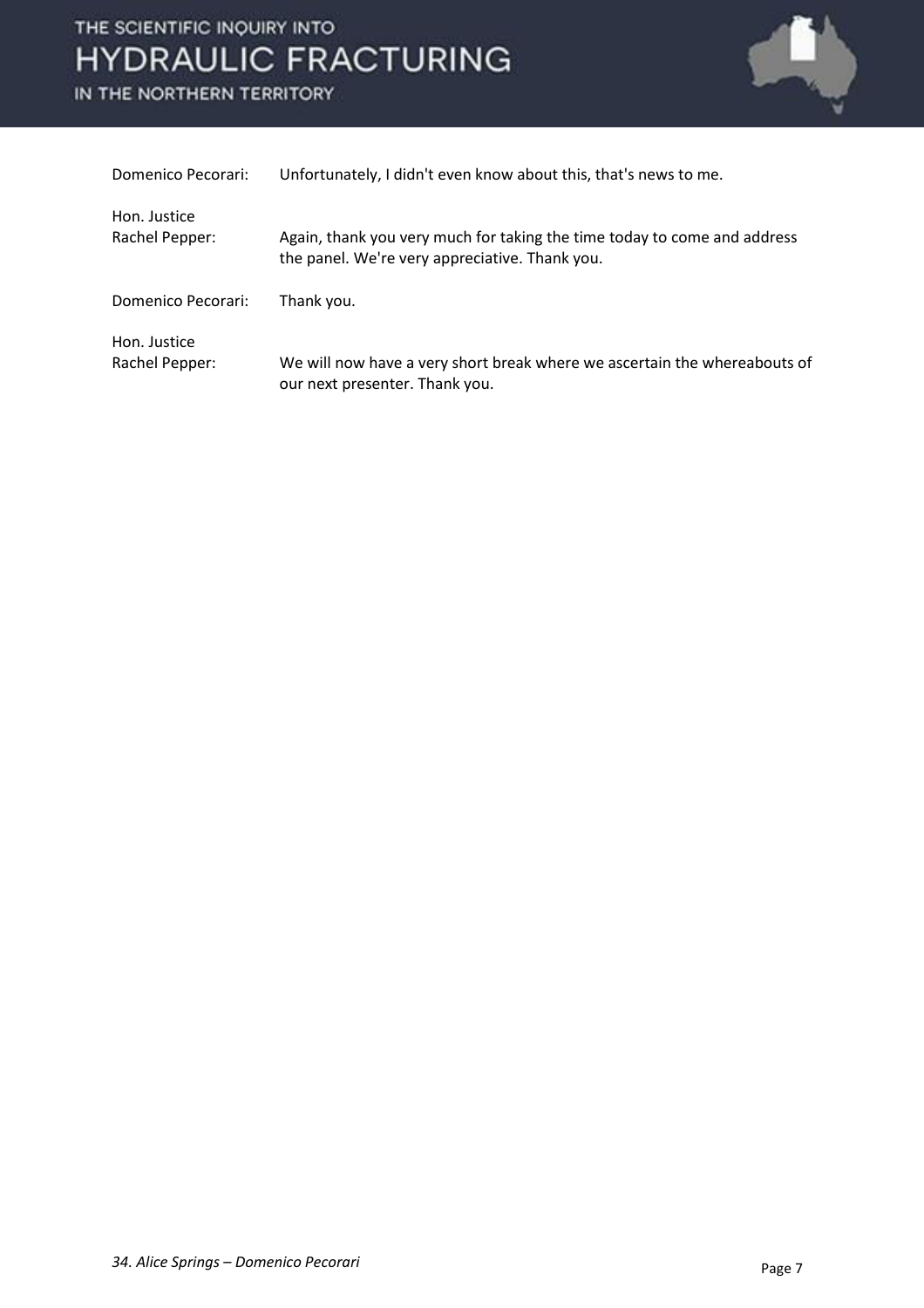Domenico Pecorari: Unfortunately, I didn't even know about this, that's news to me.

Hon. Justice Rachel Pepper: Again, thank you very much for taking the time today to come and address the panel. We're very appreciative. Thank you.

Domenico Pecorari: Thank you.

Hon. Justice Rachel Pepper: We will now have a very short break where we ascertain the whereabouts of our next presenter. Thank you.